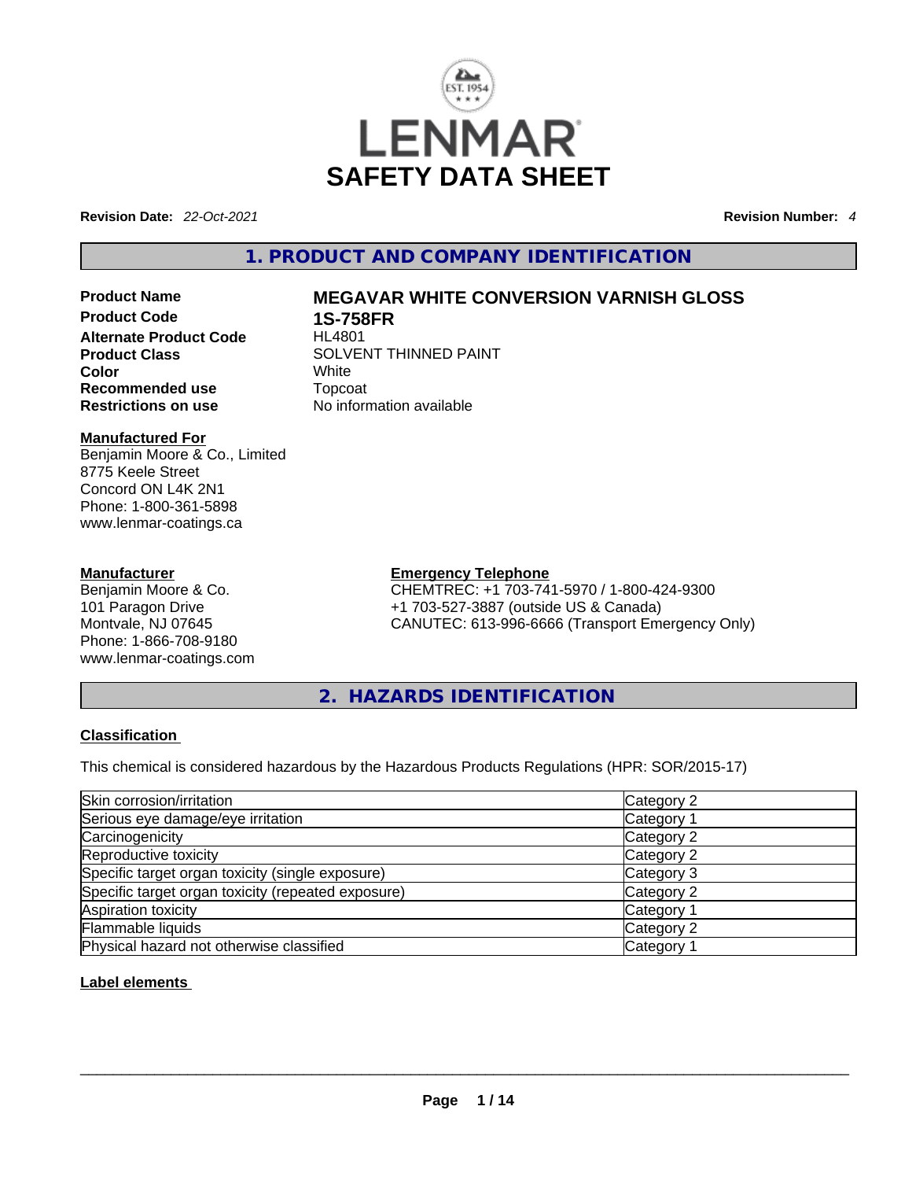# SAFETY DATA SHEET

**Revision Date:** *22-Oct-2021* **Revision Number:** *4*

## 1. PRODUCT AND COMPANY IDENTIFICATION

| | |
|---|---|
| **Product Name** | **MEGAVAR WHITE CONVERSION VARNISH GLOSS** |
| **Product Code** | **1S-758FR** |
| **Alternate Product Code** | HL4801 |
| **Product Class** | SOLVENT THINNED PAINT |
| **Color** | White |
| **Recommended use** | Topcoat |
| **Restrictions on use** | No information available |

**Manufactured For**
Benjamin Moore & Co., Limited
8775 Keele Street
Concord ON L4K 2N1
Phone: 1-800-361-5898
www.lenmar-coatings.ca

**Manufacturer**
Benjamin Moore & Co.
101 Paragon Drive
Montvale, NJ 07645
Phone: 1-866-708-9180
www.lenmar-coatings.com

**Emergency Telephone**
CHEMTREC: +1 703-741-5970 / 1-800-424-9300
+1 703-527-3887 (outside US & Canada)
CANUTEC: 613-996-6666 (Transport Emergency Only)

## 2. HAZARDS IDENTIFICATION

**Classification**

This chemical is considered hazardous by the Hazardous Products Regulations (HPR: SOR/2015-17)

| | |
|---|---|
| Skin corrosion/irritation | Category 2 |
| Serious eye damage/eye irritation | Category 1 |
| Carcinogenicity | Category 2 |
| Reproductive toxicity | Category 2 |
| Specific target organ toxicity (single exposure) | Category 3 |
| Specific target organ toxicity (repeated exposure) | Category 2 |
| Aspiration toxicity | Category 1 |
| Flammable liquids | Category 2 |
| Physical hazard not otherwise classified | Category 1 |

**Label elements**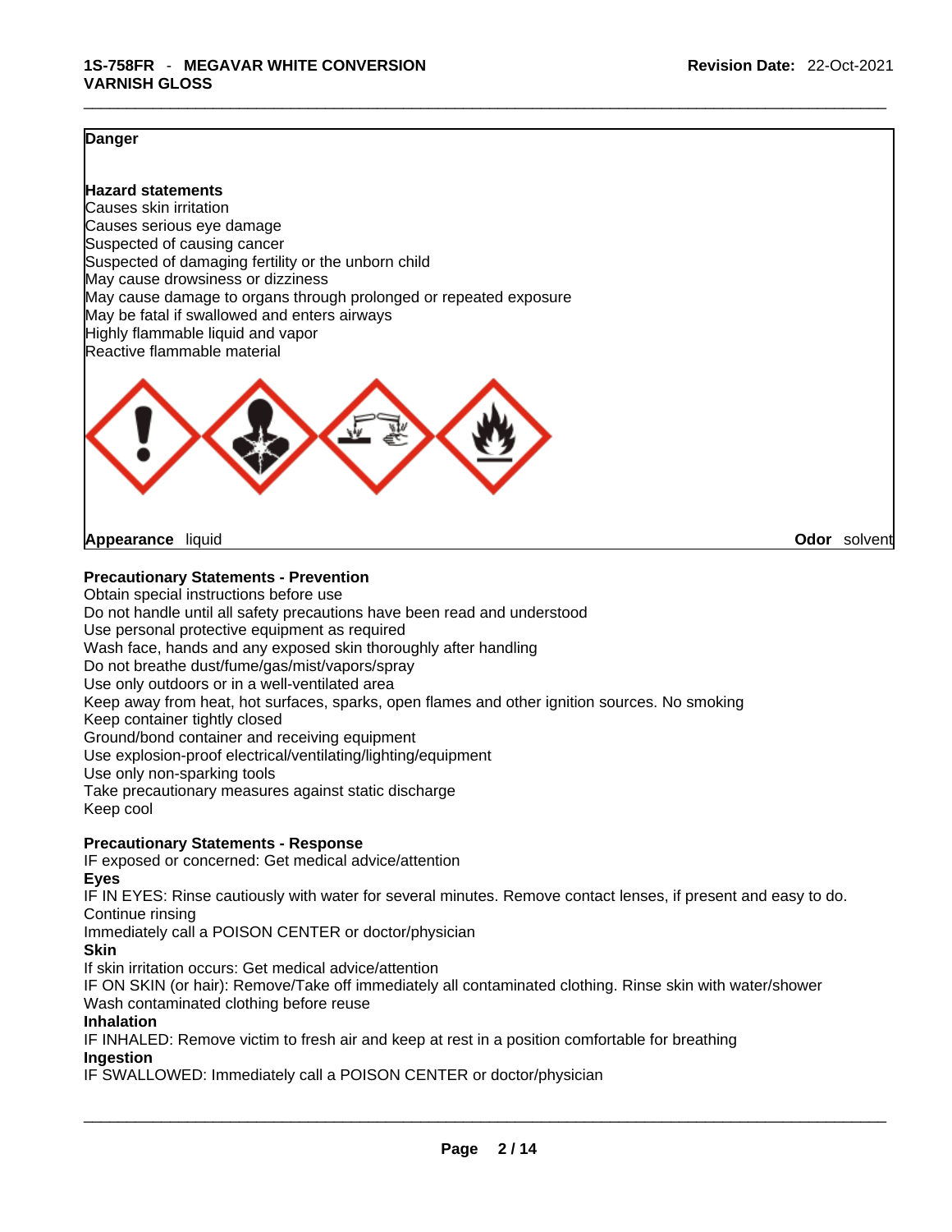**Danger**

**Hazard statements**

Causes skin irritation
Causes serious eye damage
Suspected of causing cancer
Suspected of damaging fertility or the unborn child
May cause drowsiness or dizziness
May cause damage to organs through prolonged or repeated exposure
May be fatal if swallowed and enters airways
Highly flammable liquid and vapor
Reactive flammable material

**Appearance** liquid **Odor** solvent

**Precautionary Statements - Prevention**

Obtain special instructions before use
Do not handle until all safety precautions have been read and understood
Use personal protective equipment as required
Wash face, hands and any exposed skin thoroughly after handling
Do not breathe dust/fume/gas/mist/vapors/spray
Use only outdoors or in a well-ventilated area
Keep away from heat, hot surfaces, sparks, open flames and other ignition sources. No smoking
Keep container tightly closed
Ground/bond container and receiving equipment
Use explosion-proof electrical/ventilating/lighting/equipment
Use only non-sparking tools
Take precautionary measures against static discharge
Keep cool

**Precautionary Statements - Response**

IF exposed or concerned: Get medical advice/attention

**Eyes**

IF IN EYES: Rinse cautiously with water for several minutes. Remove contact lenses, if present and easy to do. Continue rinsing
Immediately call a POISON CENTER or doctor/physician

**Skin**

If skin irritation occurs: Get medical advice/attention
IF ON SKIN (or hair): Remove/Take off immediately all contaminated clothing. Rinse skin with water/shower
Wash contaminated clothing before reuse

**Inhalation**

IF INHALED: Remove victim to fresh air and keep at rest in a position comfortable for breathing

**Ingestion**

IF SWALLOWED: Immediately call a POISON CENTER or doctor/physician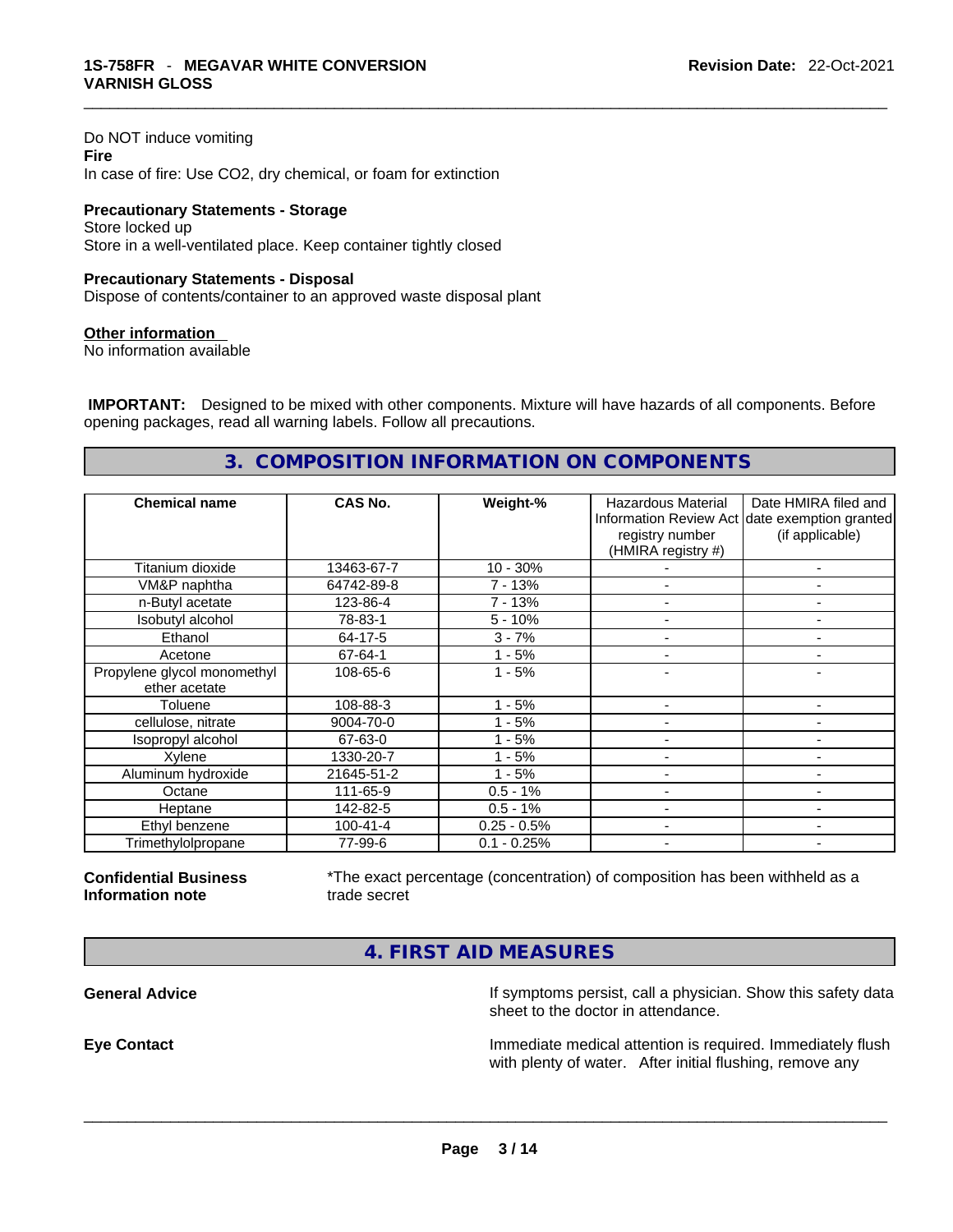Do NOT induce vomiting

**Fire**

In case of fire: Use CO2, dry chemical, or foam for extinction

**Precautionary Statements - Storage**

Store locked up

Store in a well-ventilated place. Keep container tightly closed

**Precautionary Statements - Disposal**

Dispose of contents/container to an approved waste disposal plant

**Other information**

No information available

**IMPORTANT:** Designed to be mixed with other components. Mixture will have hazards of all components. Before opening packages, read all warning labels. Follow all precautions.

## 3. COMPOSITION INFORMATION ON COMPONENTS

| Chemical name | CAS No. | Weight-% | Hazardous Material Information Review Act registry number (HMIRA registry #) | Date HMIRA filed and date exemption granted (if applicable) |
|---|---|---|---|---|
| Titanium dioxide | 13463-67-7 | 10 - 30% | - | - |
| VM&P naphtha | 64742-89-8 | 7 - 13% | - | - |
| n-Butyl acetate | 123-86-4 | 7 - 13% | - | - |
| Isobutyl alcohol | 78-83-1 | 5 - 10% | - | - |
| Ethanol | 64-17-5 | 3 - 7% | - | - |
| Acetone | 67-64-1 | 1 - 5% | - | - |
| Propylene glycol monomethyl ether acetate | 108-65-6 | 1 - 5% | - | - |
| Toluene | 108-88-3 | 1 - 5% | - | - |
| cellulose, nitrate | 9004-70-0 | 1 - 5% | - | - |
| Isopropyl alcohol | 67-63-0 | 1 - 5% | - | - |
| Xylene | 1330-20-7 | 1 - 5% | - | - |
| Aluminum hydroxide | 21645-51-2 | 1 - 5% | - | - |
| Octane | 111-65-9 | 0.5 - 1% | - | - |
| Heptane | 142-82-5 | 0.5 - 1% | - | - |
| Ethyl benzene | 100-41-4 | 0.25 - 0.5% | - | - |
| Trimethylolpropane | 77-99-6 | 0.1 - 0.25% | - | - |

**Confidential Business Information note**

*The exact percentage (concentration) of composition has been withheld as a trade secret

## 4. FIRST AID MEASURES

**General Advice**

If symptoms persist, call a physician. Show this safety data sheet to the doctor in attendance.

**Eye Contact**

Immediate medical attention is required. Immediately flush with plenty of water. After initial flushing, remove any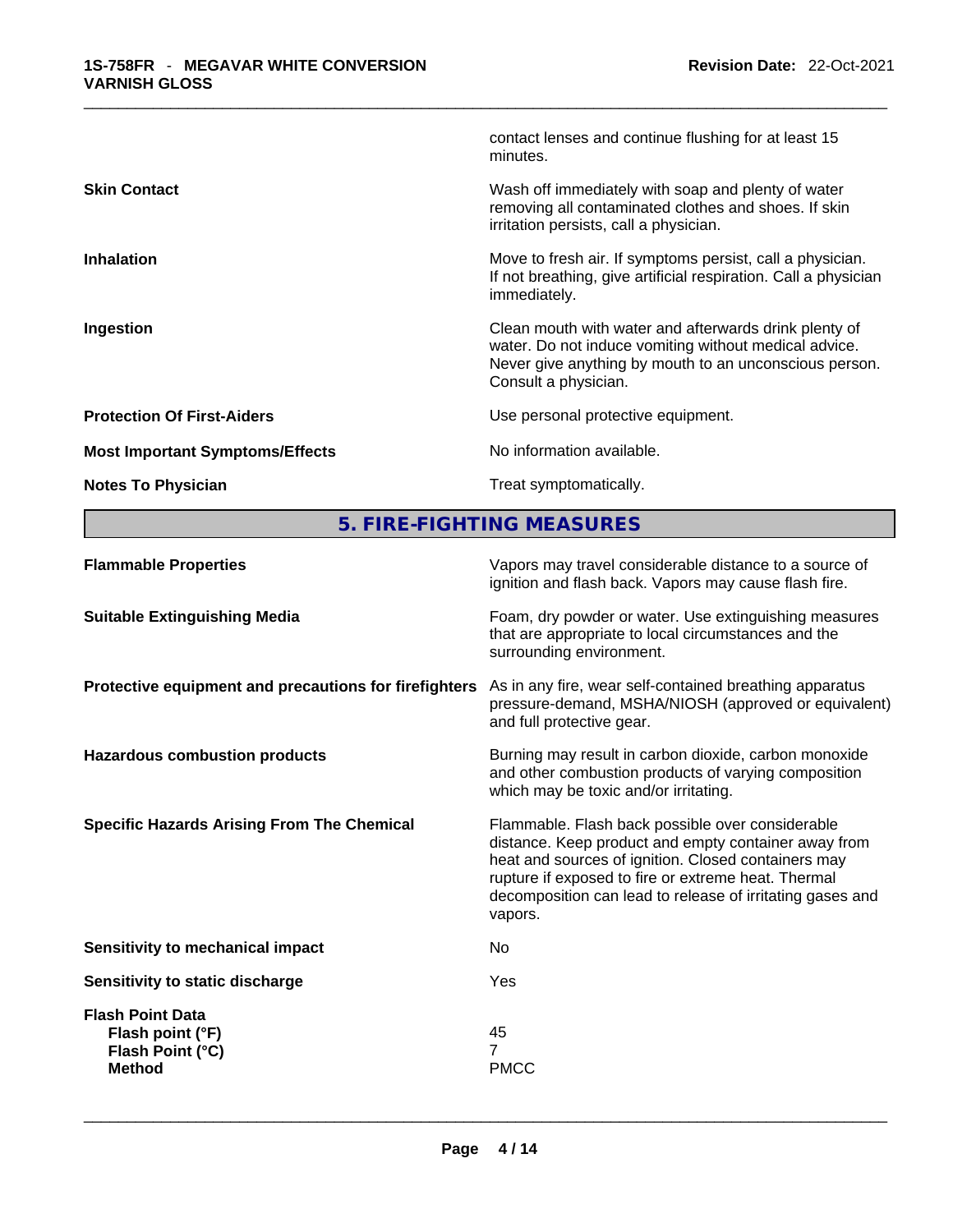contact lenses and continue flushing for at least 15 minutes.

| | |
|---|---|
| **Skin Contact** | Wash off immediately with soap and plenty of water removing all contaminated clothes and shoes. If skin irritation persists, call a physician. |
| **Inhalation** | Move to fresh air. If symptoms persist, call a physician. If not breathing, give artificial respiration. Call a physician immediately. |
| **Ingestion** | Clean mouth with water and afterwards drink plenty of water. Do not induce vomiting without medical advice. Never give anything by mouth to an unconscious person. Consult a physician. |
| **Protection Of First-Aiders** | Use personal protective equipment. |
| **Most Important Symptoms/Effects** | No information available. |
| **Notes To Physician** | Treat symptomatically. |

## 5. FIRE-FIGHTING MEASURES

| | |
|---|---|
| **Flammable Properties** | Vapors may travel considerable distance to a source of ignition and flash back. Vapors may cause flash fire. |
| **Suitable Extinguishing Media** | Foam, dry powder or water. Use extinguishing measures that are appropriate to local circumstances and the surrounding environment. |
| **Protective equipment and precautions for firefighters** | As in any fire, wear self-contained breathing apparatus pressure-demand, MSHA/NIOSH (approved or equivalent) and full protective gear. |
| **Hazardous combustion products** | Burning may result in carbon dioxide, carbon monoxide and other combustion products of varying composition which may be toxic and/or irritating. |
| **Specific Hazards Arising From The Chemical** | Flammable. Flash back possible over considerable distance. Keep product and empty container away from heat and sources of ignition. Closed containers may rupture if exposed to fire or extreme heat. Thermal decomposition can lead to release of irritating gases and vapors. |
| **Sensitivity to mechanical impact** | No |
| **Sensitivity to static discharge** | Yes |

**Flash Point Data**

| | |
|---|---|
| **Flash point (°F)** | 45 |
| **Flash Point (°C)** | 7 |
| **Method** | PMCC |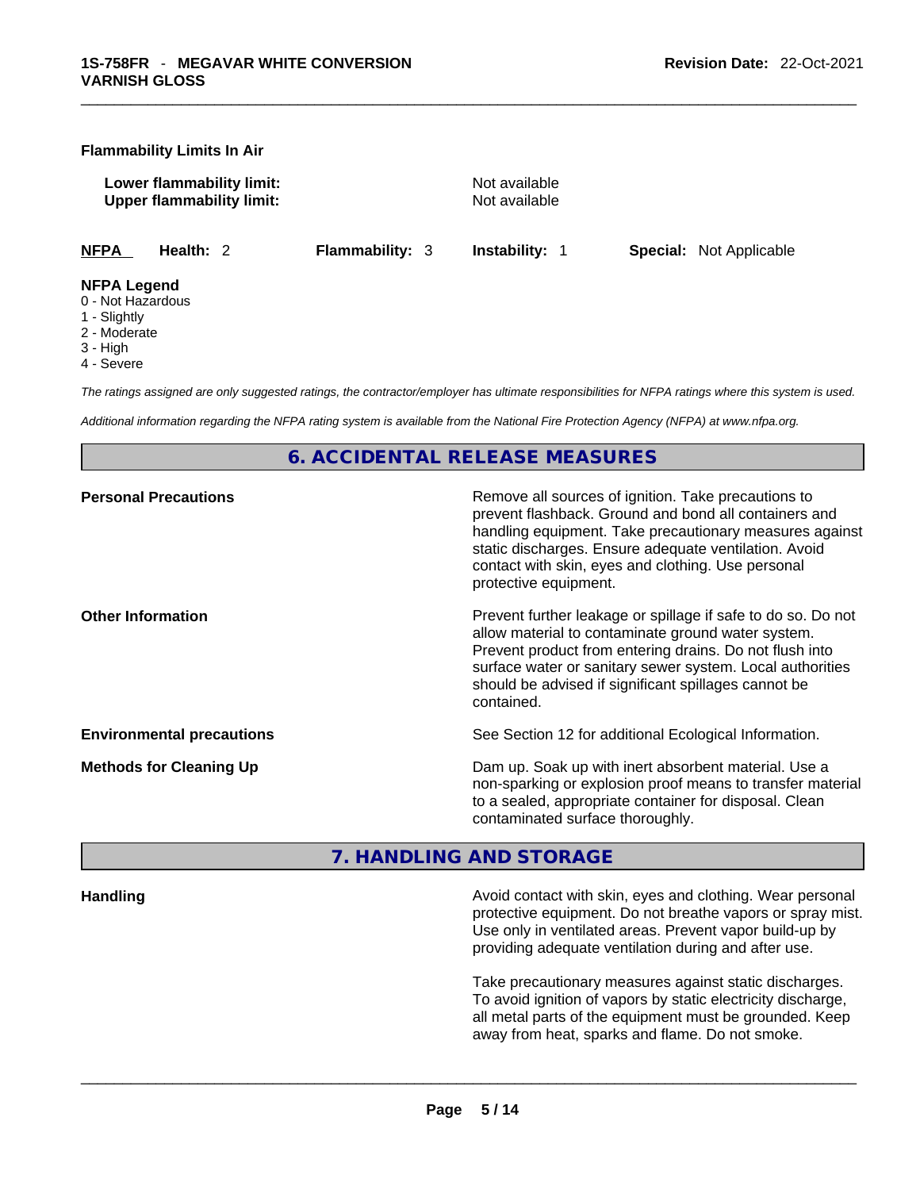**Flammability Limits In Air**

| | |
|---|---|
| **Lower flammability limit:** | Not available |
| **Upper flammability limit:** | Not available |

| **NFPA** | **Health:** 2 | **Flammability:** 3 | **Instability:** 1 | **Special:** Not Applicable |
|---|---|---|---|---|

**NFPA Legend**
0 - Not Hazardous
1 - Slightly
2 - Moderate
3 - High
4 - Severe

*The ratings assigned are only suggested ratings, the contractor/employer has ultimate responsibilities for NFPA ratings where this system is used.*

*Additional information regarding the NFPA rating system is available from the National Fire Protection Agency (NFPA) at www.nfpa.org.*

## 6. ACCIDENTAL RELEASE MEASURES

| | |
|---|---|
| **Personal Precautions** | Remove all sources of ignition. Take precautions to prevent flashback. Ground and bond all containers and handling equipment. Take precautionary measures against static discharges. Ensure adequate ventilation. Avoid contact with skin, eyes and clothing. Use personal protective equipment. |
| **Other Information** | Prevent further leakage or spillage if safe to do so. Do not allow material to contaminate ground water system. Prevent product from entering drains. Do not flush into surface water or sanitary sewer system. Local authorities should be advised if significant spillages cannot be contained. |
| **Environmental precautions** | See Section 12 for additional Ecological Information. |
| **Methods for Cleaning Up** | Dam up. Soak up with inert absorbent material. Use a non-sparking or explosion proof means to transfer material to a sealed, appropriate container for disposal. Clean contaminated surface thoroughly. |

## 7. HANDLING AND STORAGE

**Handling**

Avoid contact with skin, eyes and clothing. Wear personal protective equipment. Do not breathe vapors or spray mist. Use only in ventilated areas. Prevent vapor build-up by providing adequate ventilation during and after use.

Take precautionary measures against static discharges. To avoid ignition of vapors by static electricity discharge, all metal parts of the equipment must be grounded. Keep away from heat, sparks and flame. Do not smoke.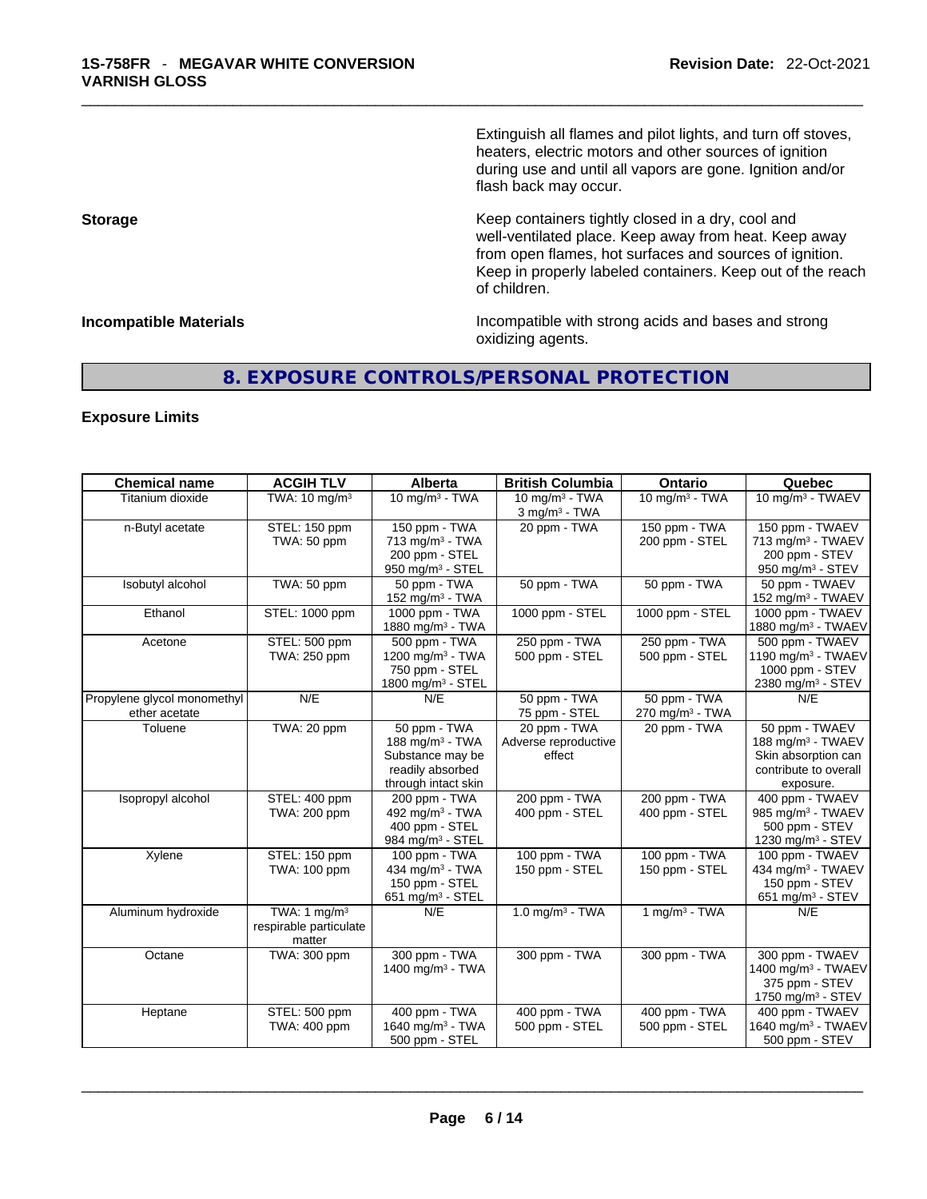Extinguish all flames and pilot lights, and turn off stoves, heaters, electric motors and other sources of ignition during use and until all vapors are gone. Ignition and/or flash back may occur.

**Storage**

Keep containers tightly closed in a dry, cool and well-ventilated place. Keep away from heat. Keep away from open flames, hot surfaces and sources of ignition. Keep in properly labeled containers. Keep out of the reach of children.

**Incompatible Materials**

Incompatible with strong acids and bases and strong oxidizing agents.

## 8. EXPOSURE CONTROLS/PERSONAL PROTECTION

### Exposure Limits

| Chemical name | ACGIH TLV | Alberta | British Columbia | Ontario | Quebec |
|---|---|---|---|---|---|
| Titanium dioxide | TWA: 10 mg/m³ | 10 mg/m³ - TWA | 10 mg/m³ - TWA<br>3 mg/m³ - TWA | 10 mg/m³ - TWA | 10 mg/m³ - TWAEV |
| n-Butyl acetate | STEL: 150 ppm<br>TWA: 50 ppm | 150 ppm - TWA<br>713 mg/m³ - TWA<br>200 ppm - STEL<br>950 mg/m³ - STEL | 20 ppm - TWA | 150 ppm - TWA<br>200 ppm - STEL | 150 ppm - TWAEV<br>713 mg/m³ - TWAEV<br>200 ppm - STEV<br>950 mg/m³ - STEV |
| Isobutyl alcohol | TWA: 50 ppm | 50 ppm - TWA<br>152 mg/m³ - TWA | 50 ppm - TWA | 50 ppm - TWA | 50 ppm - TWAEV<br>152 mg/m³ - TWAEV |
| Ethanol | STEL: 1000 ppm | 1000 ppm - TWA<br>1880 mg/m³ - TWA | 1000 ppm - STEL | 1000 ppm - STEL | 1000 ppm - TWAEV<br>1880 mg/m³ - TWAEV |
| Acetone | STEL: 500 ppm<br>TWA: 250 ppm | 500 ppm - TWA<br>1200 mg/m³ - TWA<br>750 ppm - STEL<br>1800 mg/m³ - STEL | 250 ppm - TWA<br>500 ppm - STEL | 250 ppm - TWA<br>500 ppm - STEL | 500 ppm - TWAEV<br>1190 mg/m³ - TWAEV<br>1000 ppm - STEV<br>2380 mg/m³ - STEV |
| Propylene glycol monomethyl ether acetate | N/E | N/E | 50 ppm - TWA<br>75 ppm - STEL | 50 ppm - TWA<br>270 mg/m³ - TWA | N/E |
| Toluene | TWA: 20 ppm | 50 ppm - TWA<br>188 mg/m³ - TWA<br>Substance may be readily absorbed through intact skin | 20 ppm - TWA<br>Adverse reproductive effect | 20 ppm - TWA | 50 ppm - TWAEV<br>188 mg/m³ - TWAEV<br>Skin absorption can contribute to overall exposure. |
| Isopropyl alcohol | STEL: 400 ppm<br>TWA: 200 ppm | 200 ppm - TWA<br>492 mg/m³ - TWA<br>400 ppm - STEL<br>984 mg/m³ - STEL | 200 ppm - TWA<br>400 ppm - STEL | 200 ppm - TWA<br>400 ppm - STEL | 400 ppm - TWAEV<br>985 mg/m³ - TWAEV<br>500 ppm - STEV<br>1230 mg/m³ - STEV |
| Xylene | STEL: 150 ppm<br>TWA: 100 ppm | 100 ppm - TWA<br>434 mg/m³ - TWA<br>150 ppm - STEL<br>651 mg/m³ - STEL | 100 ppm - TWA<br>150 ppm - STEL | 100 ppm - TWA<br>150 ppm - STEL | 100 ppm - TWAEV<br>434 mg/m³ - TWAEV<br>150 ppm - STEV<br>651 mg/m³ - STEV |
| Aluminum hydroxide | TWA: 1 mg/m³<br>respirable particulate matter | N/E | 1.0 mg/m³ - TWA | 1 mg/m³ - TWA | N/E |
| Octane | TWA: 300 ppm | 300 ppm - TWA<br>1400 mg/m³ - TWA | 300 ppm - TWA | 300 ppm - TWA | 300 ppm - TWAEV<br>1400 mg/m³ - TWAEV<br>375 ppm - STEV<br>1750 mg/m³ - STEV |
| Heptane | STEL: 500 ppm<br>TWA: 400 ppm | 400 ppm - TWA<br>1640 mg/m³ - TWA<br>500 ppm - STEL | 400 ppm - TWA<br>500 ppm - STEL | 400 ppm - TWA<br>500 ppm - STEL | 400 ppm - TWAEV<br>1640 mg/m³ - TWAEV<br>500 ppm - STEV |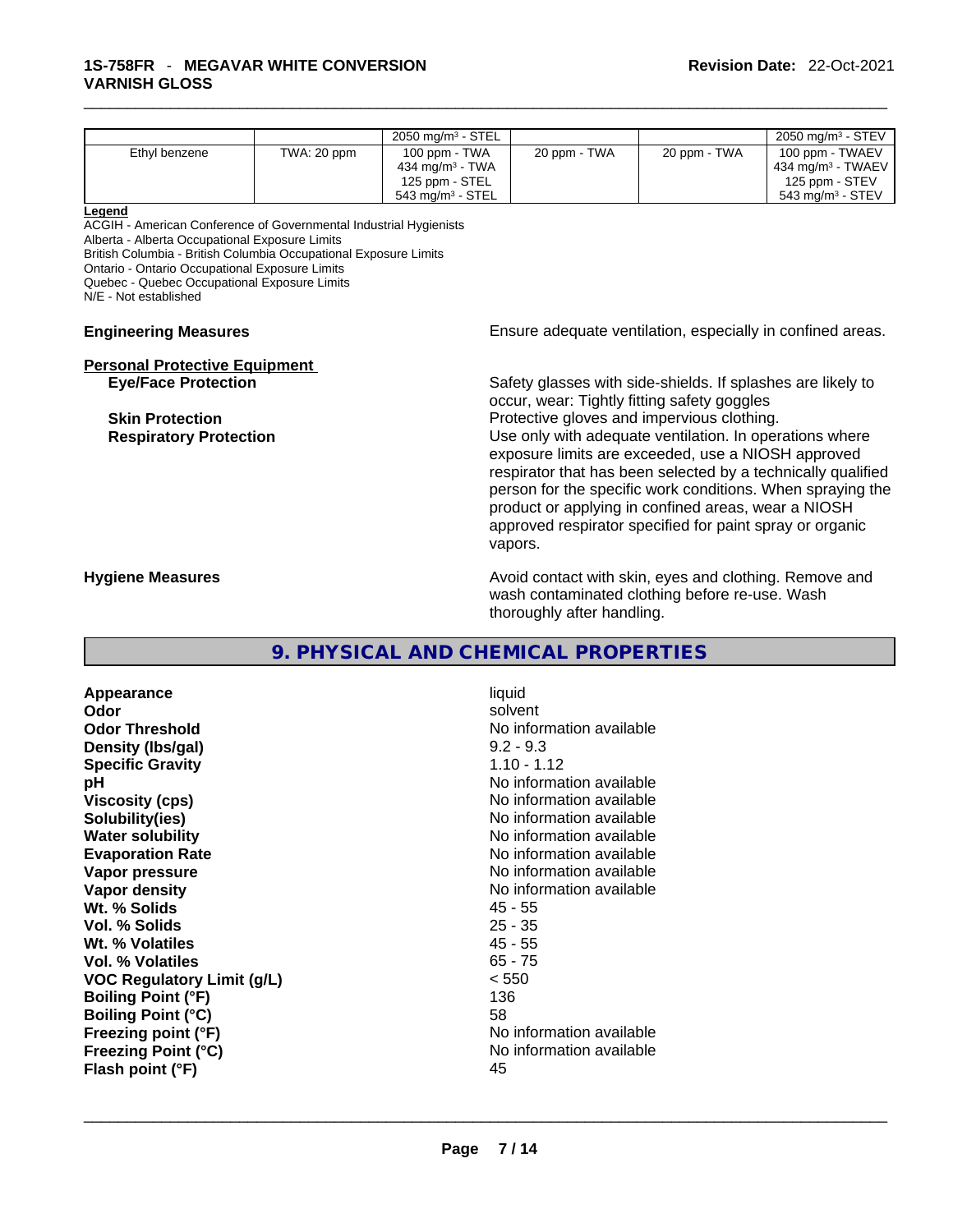| | | | | | |
|---|---|---|---|---|---|
| | | 2050 mg/m³ - STEL | | | 2050 mg/m³ - STEV |
| Ethyl benzene | TWA: 20 ppm | 100 ppm - TWA<br>434 mg/m³ - TWA<br>125 ppm - STEL<br>543 mg/m³ - STEL | 20 ppm - TWA | 20 ppm - TWA | 100 ppm - TWAEV<br>434 mg/m³ - TWAEV<br>125 ppm - STEV<br>543 mg/m³ - STEV |

**Legend**

ACGIH - American Conference of Governmental Industrial Hygienists
Alberta - Alberta Occupational Exposure Limits
British Columbia - British Columbia Occupational Exposure Limits
Ontario - Ontario Occupational Exposure Limits
Quebec - Quebec Occupational Exposure Limits
N/E - Not established

**Engineering Measures** Ensure adequate ventilation, especially in confined areas.

**Personal Protective Equipment**

**Eye/Face Protection** Safety glasses with side-shields. If splashes are likely to occur, wear: Tightly fitting safety goggles

**Skin Protection** Protective gloves and impervious clothing.

**Respiratory Protection** Use only with adequate ventilation. In operations where exposure limits are exceeded, use a NIOSH approved respirator that has been selected by a technically qualified person for the specific work conditions. When spraying the product or applying in confined areas, wear a NIOSH approved respirator specified for paint spray or organic vapors.

**Hygiene Measures** Avoid contact with skin, eyes and clothing. Remove and wash contaminated clothing before re-use. Wash thoroughly after handling.

## 9. PHYSICAL AND CHEMICAL PROPERTIES

| | |
|---|---|
| **Appearance** | liquid |
| **Odor** | solvent |
| **Odor Threshold** | No information available |
| **Density (lbs/gal)** | 9.2 - 9.3 |
| **Specific Gravity** | 1.10 - 1.12 |
| **pH** | No information available |
| **Viscosity (cps)** | No information available |
| **Solubility(ies)** | No information available |
| **Water solubility** | No information available |
| **Evaporation Rate** | No information available |
| **Vapor pressure** | No information available |
| **Vapor density** | No information available |
| **Wt. % Solids** | 45 - 55 |
| **Vol. % Solids** | 25 - 35 |
| **Wt. % Volatiles** | 45 - 55 |
| **Vol. % Volatiles** | 65 - 75 |
| **VOC Regulatory Limit (g/L)** | < 550 |
| **Boiling Point (°F)** | 136 |
| **Boiling Point (°C)** | 58 |
| **Freezing point (°F)** | No information available |
| **Freezing Point (°C)** | No information available |
| **Flash point (°F)** | 45 |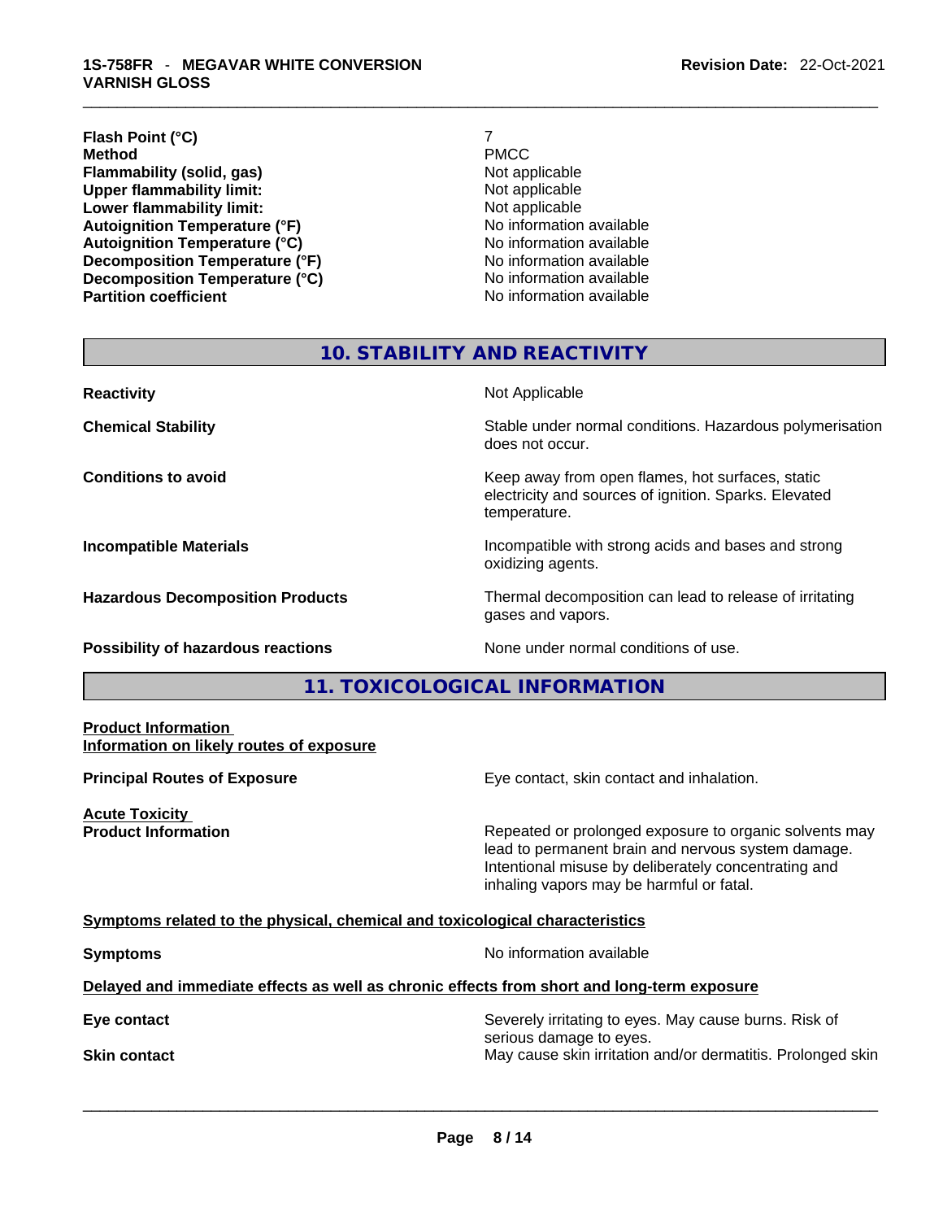| | |
|---|---|
| **Flash Point (°C)** | 7 |
| **Method** | PMCC |
| **Flammability (solid, gas)** | Not applicable |
| **Upper flammability limit:** | Not applicable |
| **Lower flammability limit:** | Not applicable |
| **Autoignition Temperature (°F)** | No information available |
| **Autoignition Temperature (°C)** | No information available |
| **Decomposition Temperature (°F)** | No information available |
| **Decomposition Temperature (°C)** | No information available |
| **Partition coefficient** | No information available |

## 10. STABILITY AND REACTIVITY

| | |
|---|---|
| **Reactivity** | Not Applicable |
| **Chemical Stability** | Stable under normal conditions. Hazardous polymerisation does not occur. |
| **Conditions to avoid** | Keep away from open flames, hot surfaces, static electricity and sources of ignition. Sparks. Elevated temperature. |
| **Incompatible Materials** | Incompatible with strong acids and bases and strong oxidizing agents. |
| **Hazardous Decomposition Products** | Thermal decomposition can lead to release of irritating gases and vapors. |
| **Possibility of hazardous reactions** | None under normal conditions of use. |

## 11. TOXICOLOGICAL INFORMATION

**Product Information**

**Information on likely routes of exposure**

**Principal Routes of Exposure** — Eye contact, skin contact and inhalation.

**Acute Toxicity**

**Product Information** — Repeated or prolonged exposure to organic solvents may lead to permanent brain and nervous system damage. Intentional misuse by deliberately concentrating and inhaling vapors may be harmful or fatal.

**Symptoms related to the physical, chemical and toxicological characteristics**

**Symptoms** — No information available

**Delayed and immediate effects as well as chronic effects from short and long-term exposure**

**Eye contact** — Severely irritating to eyes. May cause burns. Risk of serious damage to eyes.

**Skin contact** — May cause skin irritation and/or dermatitis. Prolonged skin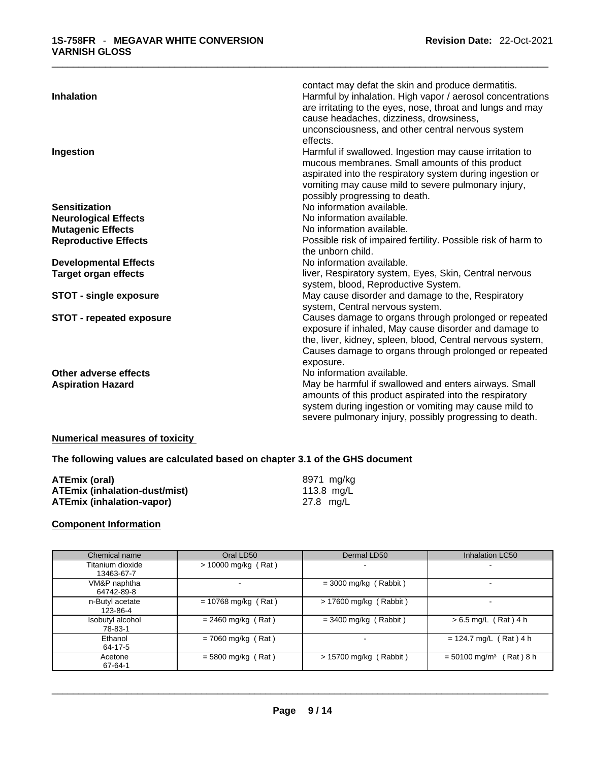| | |
|---|---|
| | contact may defat the skin and produce dermatitis. |
| **Inhalation** | Harmful by inhalation. High vapor / aerosol concentrations are irritating to the eyes, nose, throat and lungs and may cause headaches, dizziness, drowsiness, unconsciousness, and other central nervous system effects. |
| **Ingestion** | Harmful if swallowed. Ingestion may cause irritation to mucous membranes. Small amounts of this product aspirated into the respiratory system during ingestion or vomiting may cause mild to severe pulmonary injury, possibly progressing to death. |
| **Sensitization** | No information available. |
| **Neurological Effects** | No information available. |
| **Mutagenic Effects** | No information available. |
| **Reproductive Effects** | Possible risk of impaired fertility. Possible risk of harm to the unborn child. |
| **Developmental Effects** | No information available. |
| **Target organ effects** | liver, Respiratory system, Eyes, Skin, Central nervous system, blood, Reproductive System. |
| **STOT - single exposure** | May cause disorder and damage to the, Respiratory system, Central nervous system. |
| **STOT - repeated exposure** | Causes damage to organs through prolonged or repeated exposure if inhaled, May cause disorder and damage to the, liver, kidney, spleen, blood, Central nervous system, Causes damage to organs through prolonged or repeated exposure. |
| **Other adverse effects** | No information available. |
| **Aspiration Hazard** | May be harmful if swallowed and enters airways. Small amounts of this product aspirated into the respiratory system during ingestion or vomiting may cause mild to severe pulmonary injury, possibly progressing to death. |

## Numerical measures of toxicity

**The following values are calculated based on chapter 3.1 of the GHS document**

| | |
|---|---|
| **ATEmix (oral)** | 8971 mg/kg |
| **ATEmix (inhalation-dust/mist)** | 113.8 mg/L |
| **ATEmix (inhalation-vapor)** | 27.8 mg/L |

## Component Information

| Chemical name | Oral LD50 | Dermal LD50 | Inhalation LC50 |
|---|---|---|---|
| Titanium dioxide 13463-67-7 | > 10000 mg/kg ( Rat ) | - | - |
| VM&P naphtha 64742-89-8 | - | = 3000 mg/kg ( Rabbit ) | - |
| n-Butyl acetate 123-86-4 | = 10768 mg/kg ( Rat ) | > 17600 mg/kg ( Rabbit ) | - |
| Isobutyl alcohol 78-83-1 | = 2460 mg/kg ( Rat ) | = 3400 mg/kg ( Rabbit ) | > 6.5 mg/L ( Rat ) 4 h |
| Ethanol 64-17-5 | = 7060 mg/kg ( Rat ) | - | = 124.7 mg/L ( Rat ) 4 h |
| Acetone 67-64-1 | = 5800 mg/kg ( Rat ) | > 15700 mg/kg ( Rabbit ) | = 50100 mg/m$^3$ ( Rat ) 8 h |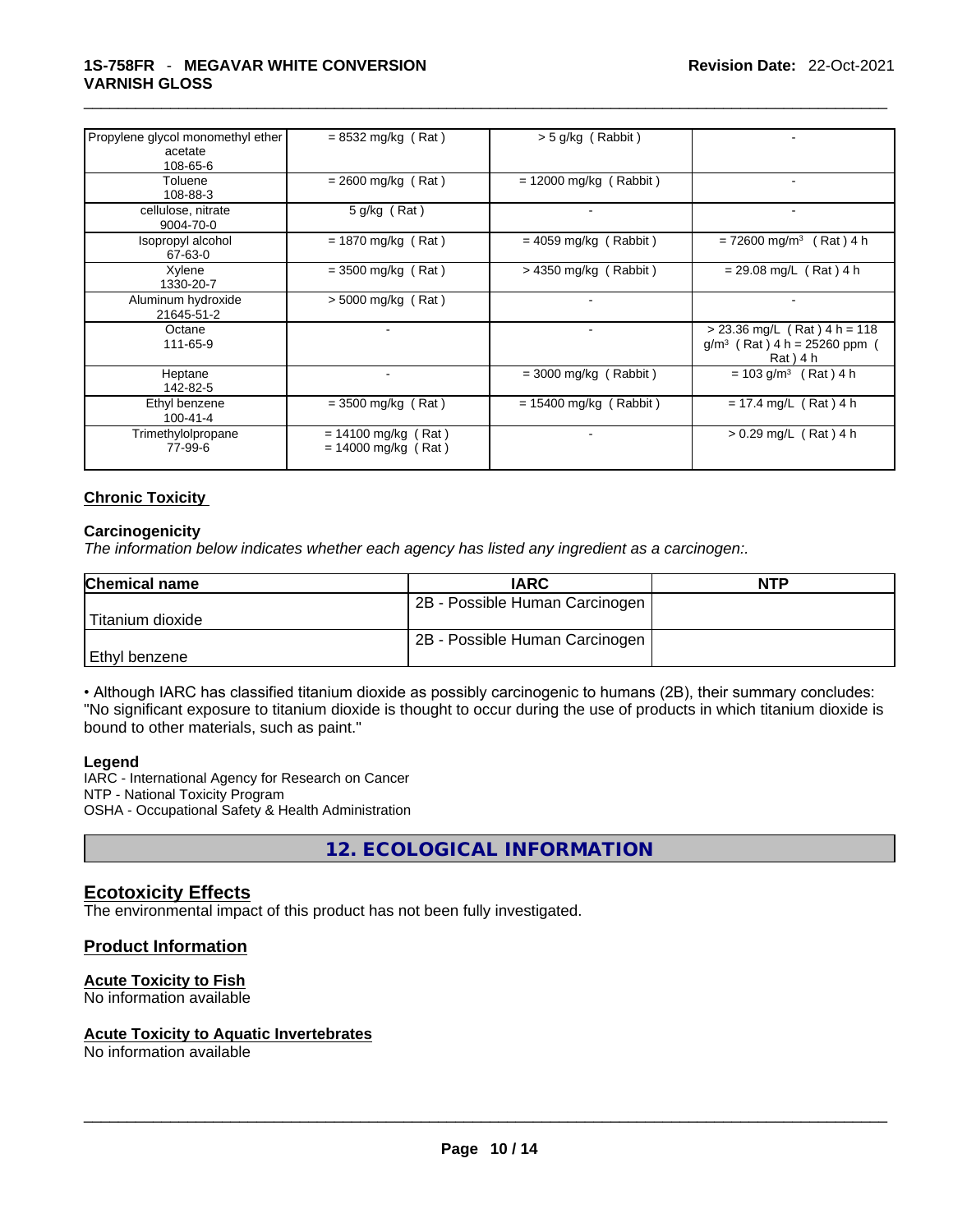| | | | |
|---|---|---|---|
| Propylene glycol monomethyl ether acetate 108-65-6 | = 8532 mg/kg ( Rat ) | > 5 g/kg ( Rabbit ) | - |
| Toluene 108-88-3 | = 2600 mg/kg ( Rat ) | = 12000 mg/kg ( Rabbit ) | - |
| cellulose, nitrate 9004-70-0 | 5 g/kg ( Rat ) | - | - |
| Isopropyl alcohol 67-63-0 | = 1870 mg/kg ( Rat ) | = 4059 mg/kg ( Rabbit ) | = 72600 mg/m$^3$ ( Rat ) 4 h |
| Xylene 1330-20-7 | = 3500 mg/kg ( Rat ) | > 4350 mg/kg ( Rabbit ) | = 29.08 mg/L ( Rat ) 4 h |
| Aluminum hydroxide 21645-51-2 | > 5000 mg/kg ( Rat ) | - | - |
| Octane 111-65-9 | - | - | > 23.36 mg/L ( Rat ) 4 h = 118 g/m$^3$ ( Rat ) 4 h = 25260 ppm ( Rat ) 4 h |
| Heptane 142-82-5 | - | = 3000 mg/kg ( Rabbit ) | = 103 g/m$^3$ ( Rat ) 4 h |
| Ethyl benzene 100-41-4 | = 3500 mg/kg ( Rat ) | = 15400 mg/kg ( Rabbit ) | = 17.4 mg/L ( Rat ) 4 h |
| Trimethylolpropane 77-99-6 | = 14100 mg/kg ( Rat ) = 14000 mg/kg ( Rat ) | - | > 0.29 mg/L ( Rat ) 4 h |

## Chronic Toxicity

### Carcinogenicity

*The information below indicates whether each agency has listed any ingredient as a carcinogen:.*

| Chemical name | IARC | NTP |
|---|---|---|
| Titanium dioxide | 2B - Possible Human Carcinogen | |
| Ethyl benzene | 2B - Possible Human Carcinogen | |

• Although IARC has classified titanium dioxide as possibly carcinogenic to humans (2B), their summary concludes: "No significant exposure to titanium dioxide is thought to occur during the use of products in which titanium dioxide is bound to other materials, such as paint."

**Legend**

IARC - International Agency for Research on Cancer
NTP - National Toxicity Program
OSHA - Occupational Safety & Health Administration

# 12. ECOLOGICAL INFORMATION

## Ecotoxicity Effects

The environmental impact of this product has not been fully investigated.

## Product Information

### Acute Toxicity to Fish

No information available

### Acute Toxicity to Aquatic Invertebrates

No information available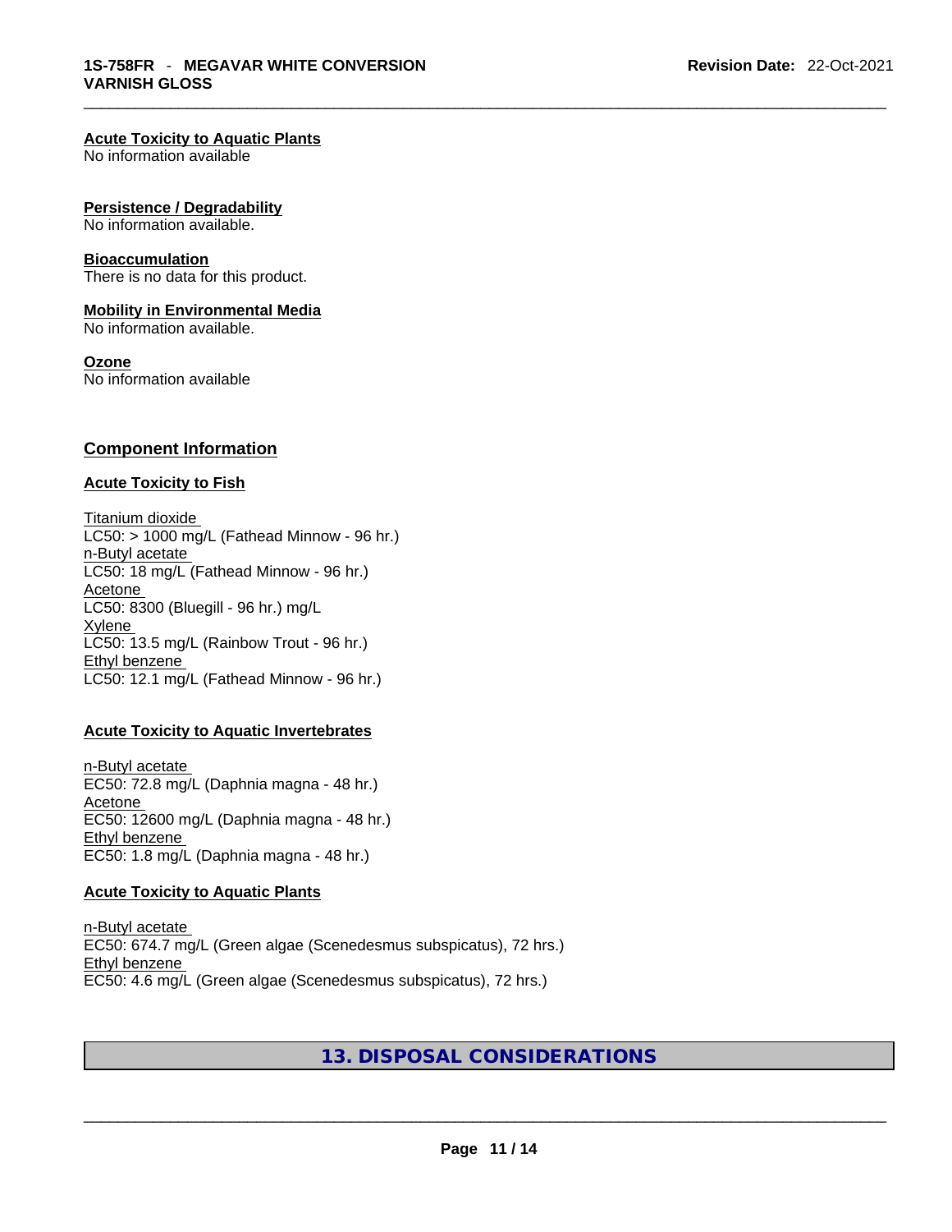**Acute Toxicity to Aquatic Plants**
No information available

**Persistence / Degradability**
No information available.

**Bioaccumulation**
There is no data for this product.

**Mobility in Environmental Media**
No information available.

**Ozone**
No information available

## Component Information

### Acute Toxicity to Fish

Titanium dioxide
LC50: > 1000 mg/L (Fathead Minnow - 96 hr.)
n-Butyl acetate
LC50: 18 mg/L (Fathead Minnow - 96 hr.)
Acetone
LC50: 8300 (Bluegill - 96 hr.) mg/L
Xylene
LC50: 13.5 mg/L (Rainbow Trout - 96 hr.)
Ethyl benzene
LC50: 12.1 mg/L (Fathead Minnow - 96 hr.)

### Acute Toxicity to Aquatic Invertebrates

n-Butyl acetate
EC50: 72.8 mg/L (Daphnia magna - 48 hr.)
Acetone
EC50: 12600 mg/L (Daphnia magna - 48 hr.)
Ethyl benzene
EC50: 1.8 mg/L (Daphnia magna - 48 hr.)

### Acute Toxicity to Aquatic Plants

n-Butyl acetate
EC50: 674.7 mg/L (Green algae (Scenedesmus subspicatus), 72 hrs.)
Ethyl benzene
EC50: 4.6 mg/L (Green algae (Scenedesmus subspicatus), 72 hrs.)

## 13. DISPOSAL CONSIDERATIONS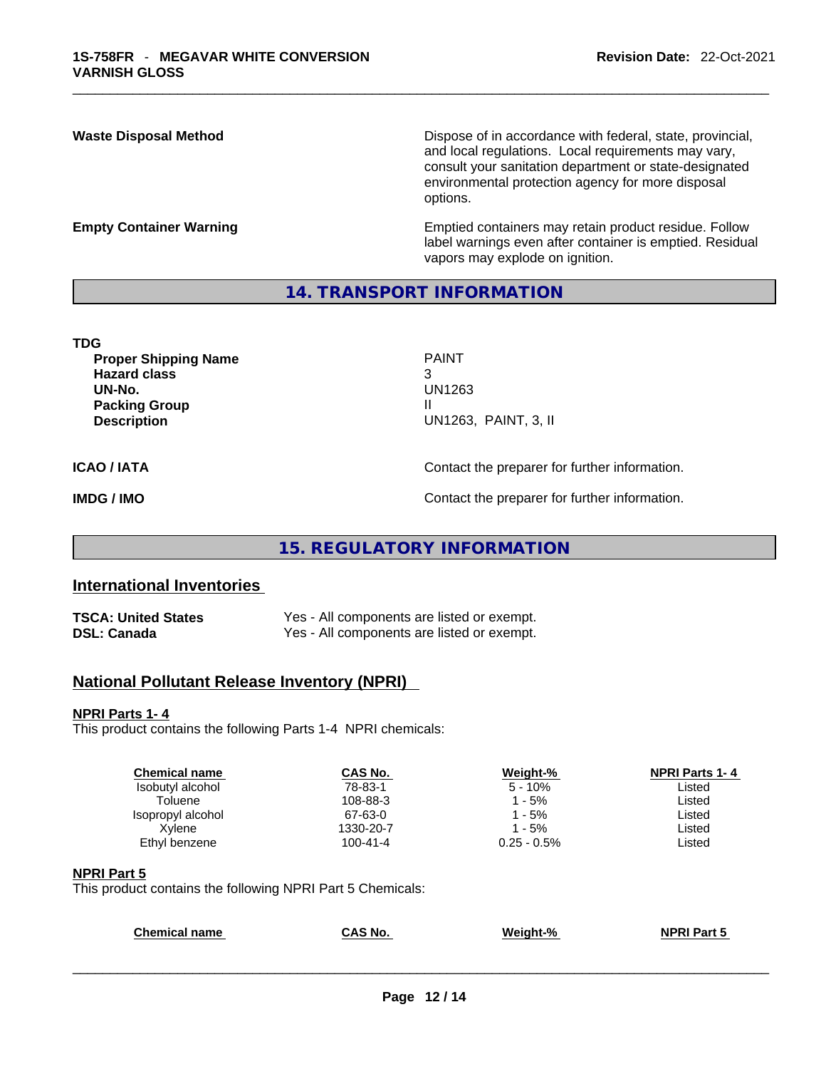| | |
|---|---|
| **Waste Disposal Method** | Dispose of in accordance with federal, state, provincial, and local regulations. Local requirements may vary, consult your sanitation department or state-designated environmental protection agency for more disposal options. |
| **Empty Container Warning** | Emptied containers may retain product residue. Follow label warnings even after container is emptied. Residual vapors may explode on ignition. |

## 14. TRANSPORT INFORMATION

**TDG**

| | |
|---|---|
| **Proper Shipping Name** | PAINT |
| **Hazard class** | 3 |
| **UN-No.** | UN1263 |
| **Packing Group** | II |
| **Description** | UN1263, PAINT, 3, II |

**ICAO / IATA** Contact the preparer for further information.

**IMDG / IMO** Contact the preparer for further information.

## 15. REGULATORY INFORMATION

### International Inventories

| | |
|---|---|
| **TSCA: United States** | Yes - All components are listed or exempt. |
| **DSL: Canada** | Yes - All components are listed or exempt. |

### National Pollutant Release Inventory (NPRI)

**NPRI Parts 1- 4**

This product contains the following Parts 1-4 NPRI chemicals:

| Chemical name | CAS No. | Weight-% | NPRI Parts 1- 4 |
|---|---|---|---|
| Isobutyl alcohol | 78-83-1 | 5 - 10% | Listed |
| Toluene | 108-88-3 | 1 - 5% | Listed |
| Isopropyl alcohol | 67-63-0 | 1 - 5% | Listed |
| Xylene | 1330-20-7 | 1 - 5% | Listed |
| Ethyl benzene | 100-41-4 | 0.25 - 0.5% | Listed |

**NPRI Part 5**

This product contains the following NPRI Part 5 Chemicals:

| Chemical name | CAS No. | Weight-% | NPRI Part 5 |
|---|---|---|---|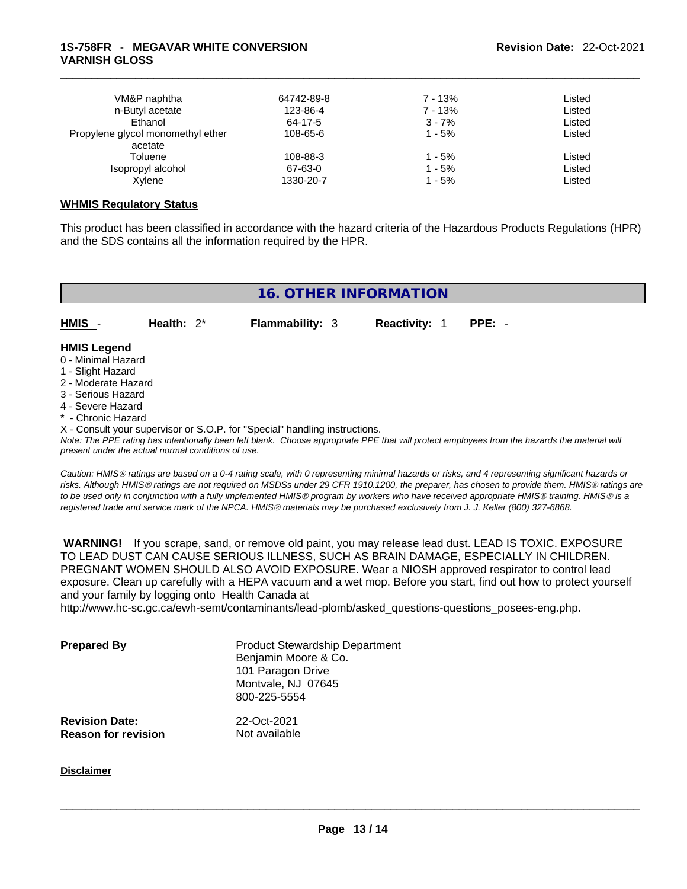| | | | |
|---|---|---|---|
| VM&P naphtha | 64742-89-8 | 7 - 13% | Listed |
| n-Butyl acetate | 123-86-4 | 7 - 13% | Listed |
| Ethanol | 64-17-5 | 3 - 7% | Listed |
| Propylene glycol monomethyl ether acetate | 108-65-6 | 1 - 5% | Listed |
| Toluene | 108-88-3 | 1 - 5% | Listed |
| Isopropyl alcohol | 67-63-0 | 1 - 5% | Listed |
| Xylene | 1330-20-7 | 1 - 5% | Listed |

**WHMIS Regulatory Status**

This product has been classified in accordance with the hazard criteria of the Hazardous Products Regulations (HPR) and the SDS contains all the information required by the HPR.

## 16. OTHER INFORMATION

**HMIS** - **Health:** 2* **Flammability:** 3 **Reactivity:** 1 **PPE:** -

**HMIS Legend**
0 - Minimal Hazard
1 - Slight Hazard
2 - Moderate Hazard
3 - Serious Hazard
4 - Severe Hazard
* - Chronic Hazard
X - Consult your supervisor or S.O.P. for "Special" handling instructions.
*Note: The PPE rating has intentionally been left blank. Choose appropriate PPE that will protect employees from the hazards the material will present under the actual normal conditions of use.*

*Caution: HMIS® ratings are based on a 0-4 rating scale, with 0 representing minimal hazards or risks, and 4 representing significant hazards or risks. Although HMIS® ratings are not required on MSDSs under 29 CFR 1910.1200, the preparer, has chosen to provide them. HMIS® ratings are to be used only in conjunction with a fully implemented HMIS® program by workers who have received appropriate HMIS® training. HMIS® is a registered trade and service mark of the NPCA. HMIS® materials may be purchased exclusively from J. J. Keller (800) 327-6868.*

**WARNING!** If you scrape, sand, or remove old paint, you may release lead dust. LEAD IS TOXIC. EXPOSURE TO LEAD DUST CAN CAUSE SERIOUS ILLNESS, SUCH AS BRAIN DAMAGE, ESPECIALLY IN CHILDREN. PREGNANT WOMEN SHOULD ALSO AVOID EXPOSURE. Wear a NIOSH approved respirator to control lead exposure. Clean up carefully with a HEPA vacuum and a wet mop. Before you start, find out how to protect yourself and your family by logging onto Health Canada at http://www.hc-sc.gc.ca/ewh-semt/contaminants/lead-plomb/asked_questions-questions_posees-eng.php.

**Prepared By**
Product Stewardship Department
Benjamin Moore & Co.
101 Paragon Drive
Montvale, NJ 07645
800-225-5554

**Revision Date:** 22-Oct-2021
**Reason for revision** Not available

**Disclaimer**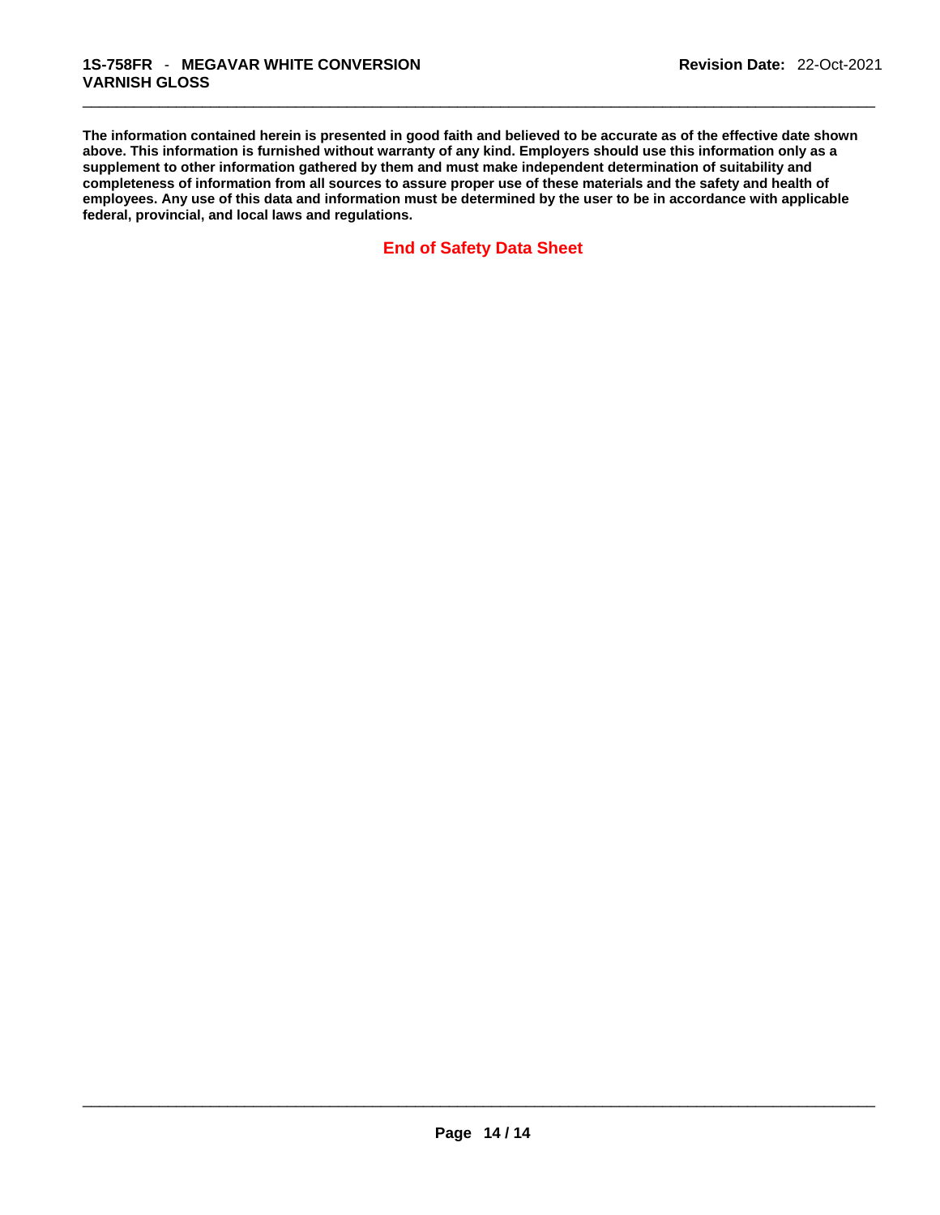**The information contained herein is presented in good faith and believed to be accurate as of the effective date shown above. This information is furnished without warranty of any kind. Employers should use this information only as a supplement to other information gathered by them and must make independent determination of suitability and completeness of information from all sources to assure proper use of these materials and the safety and health of employees. Any use of this data and information must be determined by the user to be in accordance with applicable federal, provincial, and local laws and regulations.**

**End of Safety Data Sheet**